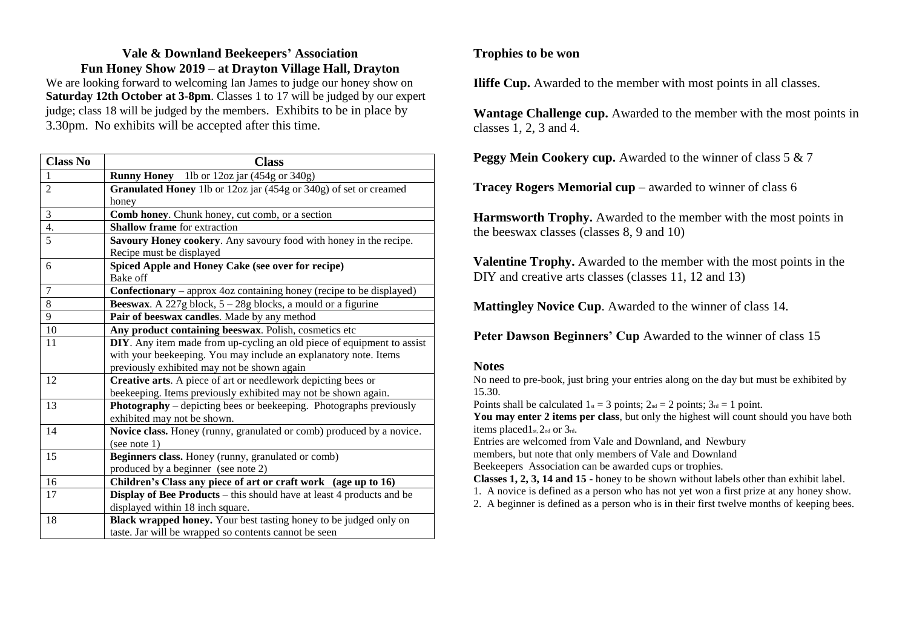## Vale & Downland Beekeepers' Association

## Fun Honey Show 2019 – at Drayton Village Hall, Drayton

We are looking forward to welcoming Ian James to judge our honey show on **Saturday 12th October at 3-8pm**. Classes 1 to 17 will be judged by our expert judge; class 18 will be judged by the members. Exhibits to be in place by 3.30pm. No exhibits will be accepted after this time.

| Class No | Class |
|---|---|
| 1 | **Runny Honey** 1lb or 12oz jar (454g or 340g) |
| 2 | **Granulated Honey** 1lb or 12oz jar (454g or 340g) of set or creamed honey |
| 3 | **Comb honey**. Chunk honey, cut comb, or a section |
| 4. | **Shallow frame** for extraction |
| 5 | **Savoury Honey cookery**. Any savoury food with honey in the recipe. Recipe must be displayed |
| 6 | **Spiced Apple and Honey Cake (see over for recipe)** Bake off |
| 7 | **Confectionary** – approx 4oz containing honey (recipe to be displayed) |
| 8 | **Beeswax**. A 227g block, 5 – 28g blocks, a mould or a figurine |
| 9 | **Pair of beeswax candles**. Made by any method |
| 10 | **Any product containing beeswax**. Polish, cosmetics etc |
| 11 | **DIY**. Any item made from up-cycling an old piece of equipment to assist with your beekeeping. You may include an explanatory note. Items previously exhibited may not be shown again |
| 12 | **Creative arts**. A piece of art or needlework depicting bees or beekeeping. Items previously exhibited may not be shown again. |
| 13 | **Photography** – depicting bees or beekeeping. Photographs previously exhibited may not be shown. |
| 14 | **Novice class.** Honey (runny, granulated or comb) produced by a novice. (see note 1) |
| 15 | **Beginners class.** Honey (runny, granulated or comb) produced by a beginner (see note 2) |
| 16 | **Children's Class any piece of art or craft work (age up to 16)** |
| 17 | **Display of Bee Products** – this should have at least 4 products and be displayed within 18 inch square. |
| 18 | **Black wrapped honey.** Your best tasting honey to be judged only on taste. Jar will be wrapped so contents cannot be seen |

### Trophies to be won

**Iliffe Cup.** Awarded to the member with most points in all classes.

**Wantage Challenge cup.** Awarded to the member with the most points in classes 1, 2, 3 and 4.

**Peggy Mein Cookery cup.** Awarded to the winner of class 5 & 7

**Tracey Rogers Memorial cup** – awarded to winner of class 6

**Harmsworth Trophy.** Awarded to the member with the most points in the beeswax classes (classes 8, 9 and 10)

**Valentine Trophy.** Awarded to the member with the most points in the DIY and creative arts classes (classes 11, 12 and 13)

**Mattingley Novice Cup**. Awarded to the winner of class 14.

**Peter Dawson Beginners' Cup** Awarded to the winner of class 15

### Notes

No need to pre-book, just bring your entries along on the day but must be exhibited by 15.30.

Points shall be calculated 1st = 3 points; 2nd = 2 points; 3rd = 1 point.

**You may enter 2 items per class**, but only the highest will count should you have both items placed 1st, 2nd or 3rd.

Entries are welcomed from Vale and Downland, and Newbury members, but note that only members of Vale and Downland Beekeepers Association can be awarded cups or trophies.

**Classes 1, 2, 3, 14 and 15** - honey to be shown without labels other than exhibit label.

1. A novice is defined as a person who has not yet won a first prize at any honey show.
2. A beginner is defined as a person who is in their first twelve months of keeping bees.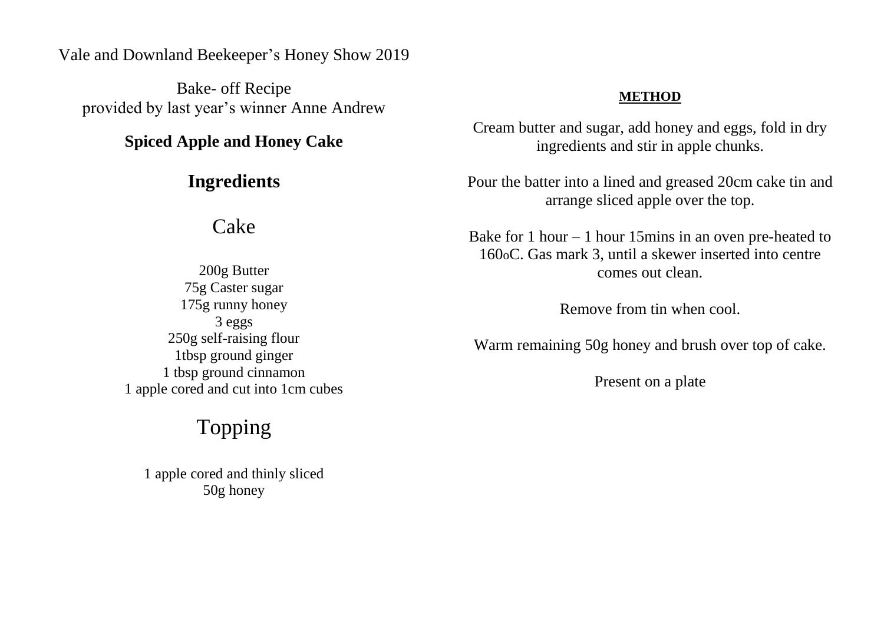Vale and Downland Beekeeper's Honey Show 2019

Bake- off Recipe
provided by last year's winner Anne Andrew

**Spiced Apple and Honey Cake**

## Ingredients

### Cake

200g Butter
75g Caster sugar
175g runny honey
3 eggs
250g self-raising flour
1tbsp ground ginger
1 tbsp ground cinnamon
1 apple cored and cut into 1cm cubes

### Topping

1 apple cored and thinly sliced
50g honey

**METHOD**

Cream butter and sugar, add honey and eggs, fold in dry ingredients and stir in apple chunks.

Pour the batter into a lined and greased 20cm cake tin and arrange sliced apple over the top.

Bake for 1 hour – 1 hour 15mins in an oven pre-heated to 160oC. Gas mark 3, until a skewer inserted into centre comes out clean.

Remove from tin when cool.

Warm remaining 50g honey and brush over top of cake.

Present on a plate